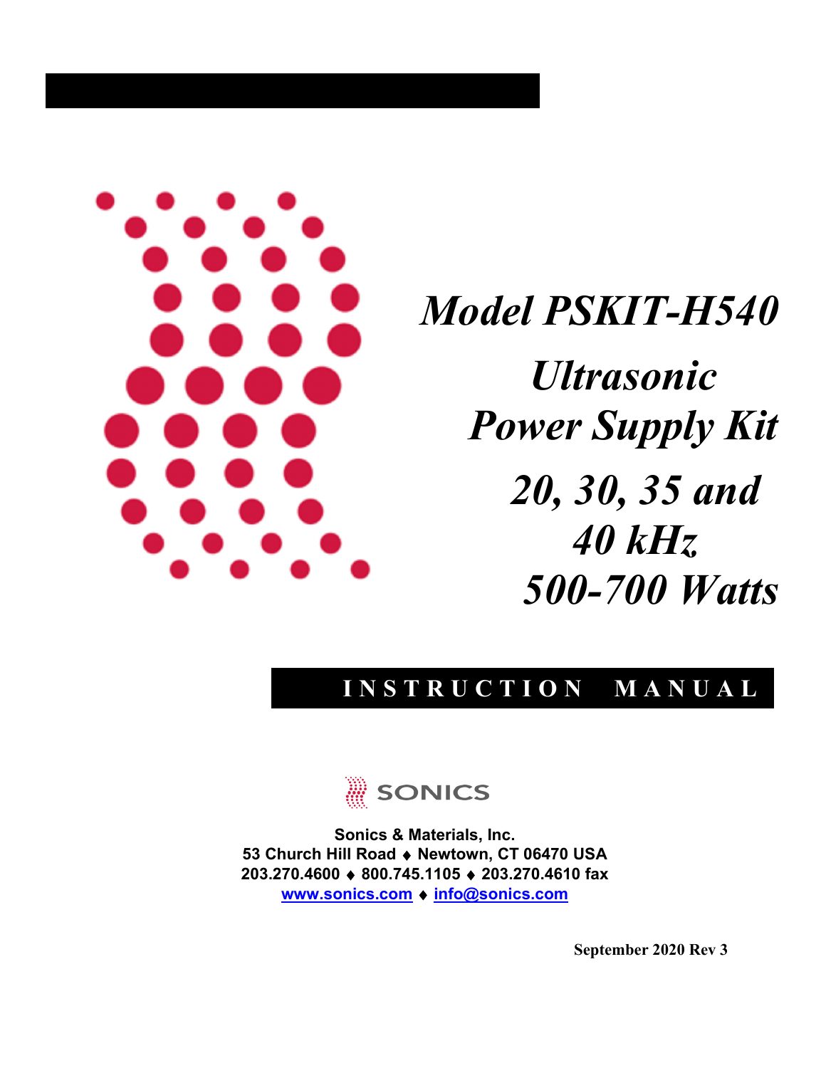# *Model PSKIT-H540*

## *Ultrasonic Power Supply Kit*

## *20, 30, 35 and 40 kHz*

## *500-700 Watts*

**INSTRUCTION MANUAL**

SONICS

**Sonics & Materials, Inc.**
**53 Church Hill Road ♦ Newtown, CT 06470 USA**
**203.270.4600 ♦ 800.745.1105 ♦ 203.270.4610 fax**
**www.sonics.com ♦ info@sonics.com**

**September 2020 Rev 3**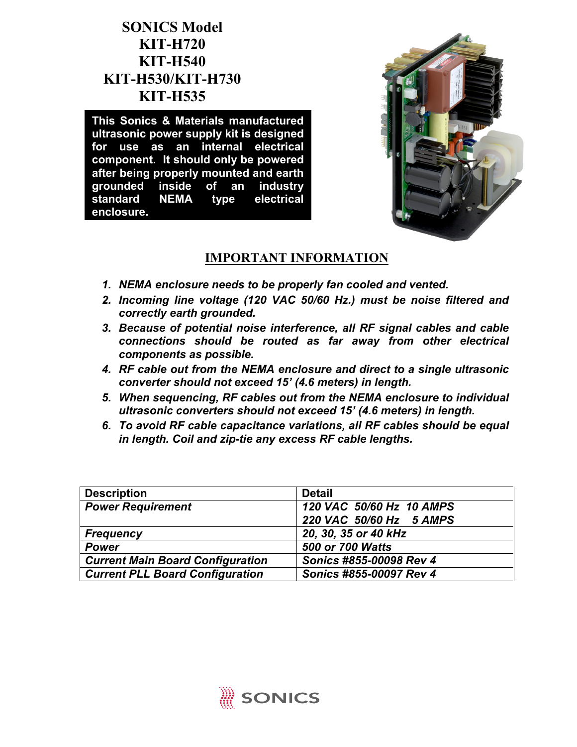# SONICS Model KIT-H720 KIT-H540 KIT-H530/KIT-H730 KIT-H535

**This Sonics & Materials manufactured ultrasonic power supply kit is designed for use as an internal electrical component. It should only be powered after being properly mounted and earth grounded inside of an industry standard NEMA type electrical enclosure.**

## IMPORTANT INFORMATION

1. ***NEMA enclosure needs to be properly fan cooled and vented.***
2. ***Incoming line voltage (120 VAC 50/60 Hz.) must be noise filtered and correctly earth grounded.***
3. ***Because of potential noise interference, all RF signal cables and cable connections should be routed as far away from other electrical components as possible.***
4. ***RF cable out from the NEMA enclosure and direct to a single ultrasonic converter should not exceed 15' (4.6 meters) in length.***
5. ***When sequencing, RF cables out from the NEMA enclosure to individual ultrasonic converters should not exceed 15' (4.6 meters) in length.***
6. ***To avoid RF cable capacitance variations, all RF cables should be equal in length. Coil and zip-tie any excess RF cable lengths.***

| **Description** | **Detail** |
|---|---|
| ***Power Requirement*** | ***120 VAC 50/60 Hz 10 AMPS*** |
| | ***220 VAC 50/60 Hz 5 AMPS*** |
| ***Frequency*** | ***20, 30, 35 or 40 kHz*** |
| ***Power*** | ***500 or 700 Watts*** |
| ***Current Main Board Configuration*** | ***Sonics #855-00098 Rev 4*** |
| ***Current PLL Board Configuration*** | ***Sonics #855-00097 Rev 4*** |

SONICS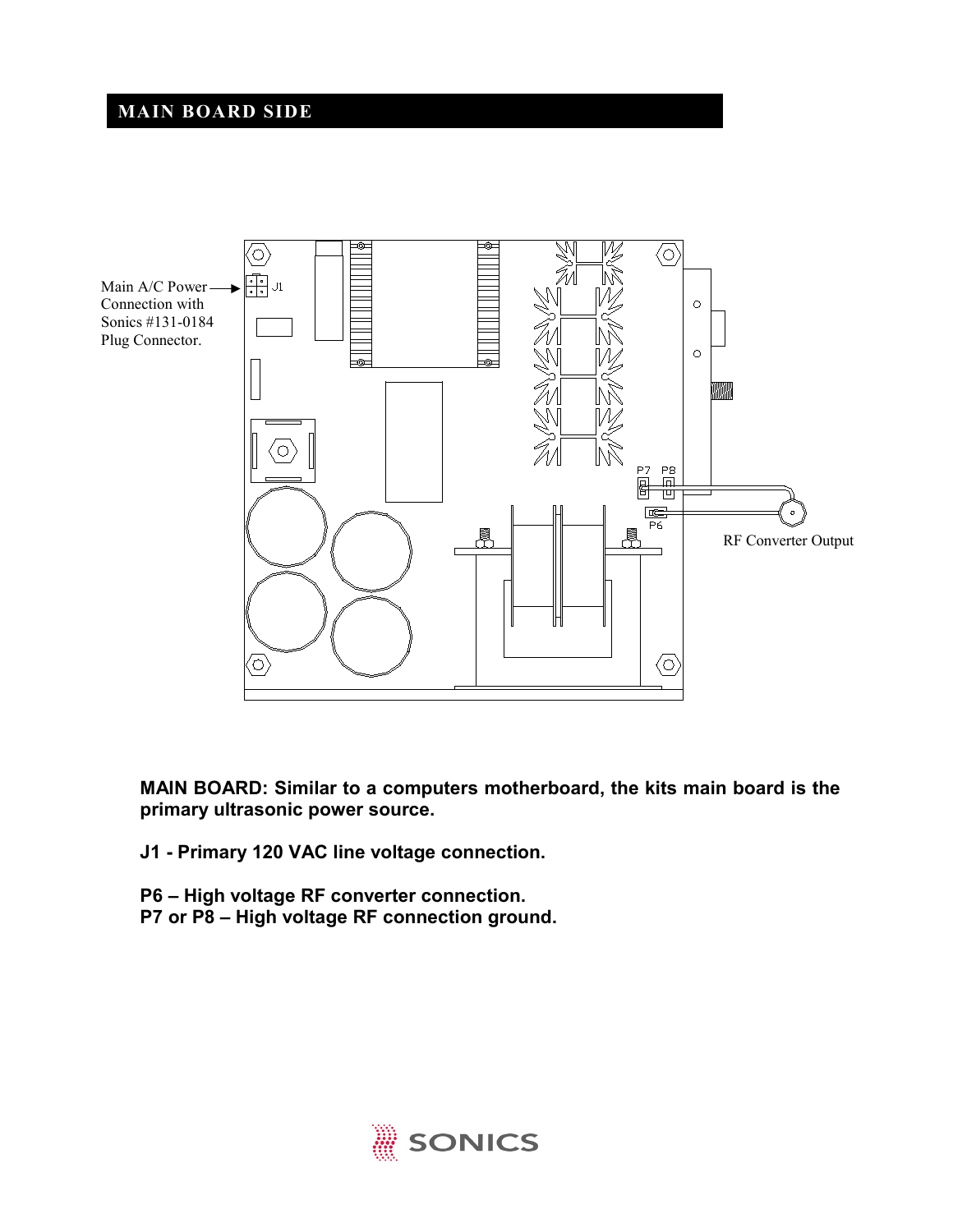## MAIN BOARD SIDE

Main A/C Power Connection with Sonics #131-0184 Plug Connector.

J1

P7 P8

P6

RF Converter Output

**MAIN BOARD: Similar to a computers motherboard, the kits main board is the primary ultrasonic power source.**

**J1 - Primary 120 VAC line voltage connection.**

**P6 – High voltage RF converter connection.**
**P7 or P8 – High voltage RF connection ground.**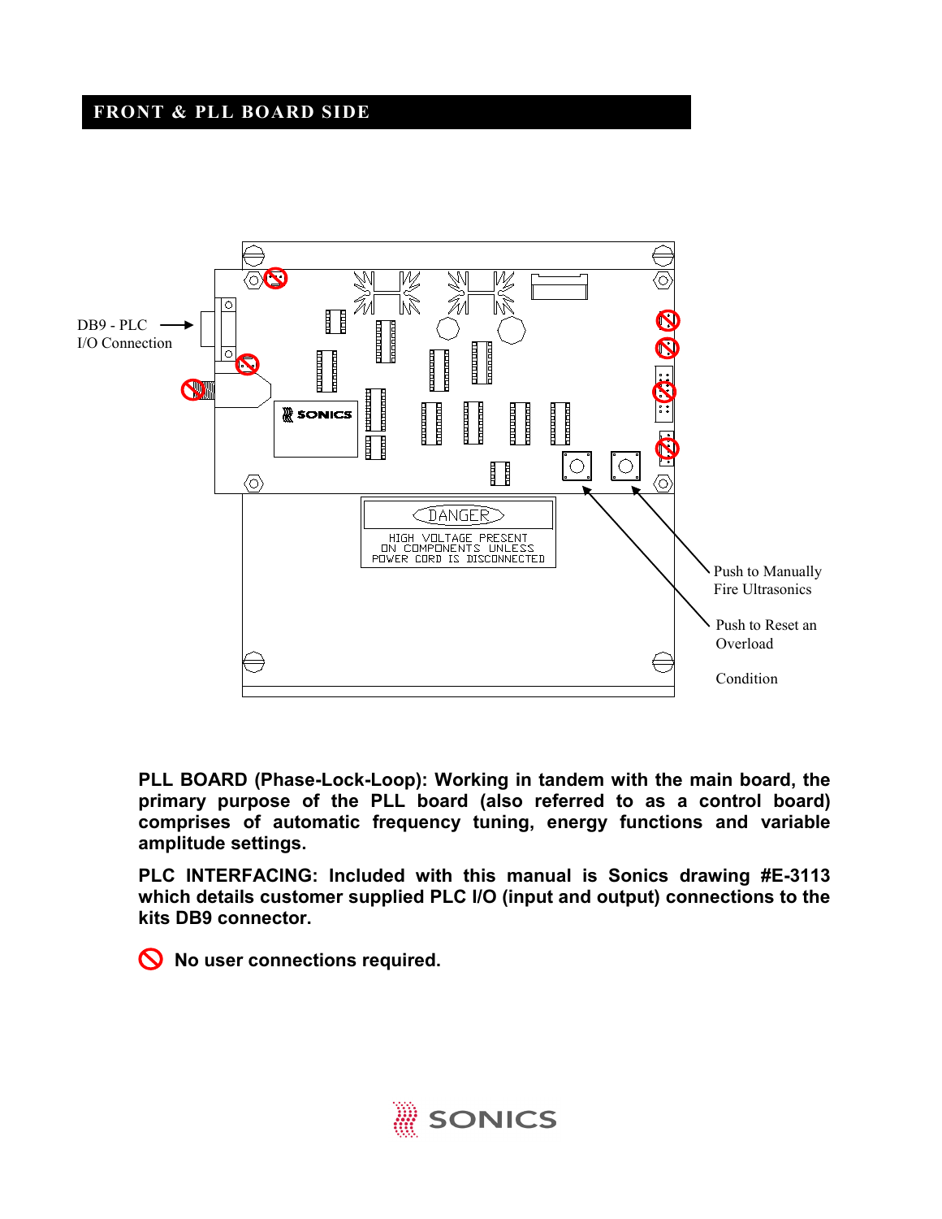## FRONT & PLL BOARD SIDE

DB9 - PLC I/O Connection

DANGER

HIGH VOLTAGE PRESENT ON COMPONENTS UNLESS POWER CORD IS DISCONNECTED

Push to Manually Fire Ultrasonics

Push to Reset an Overload Condition

**PLL BOARD (Phase-Lock-Loop): Working in tandem with the main board, the primary purpose of the PLL board (also referred to as a control board) comprises of automatic frequency tuning, energy functions and variable amplitude settings.**

**PLC INTERFACING: Included with this manual is Sonics drawing #E-3113 which details customer supplied PLC I/O (input and output) connections to the kits DB9 connector.**

**No user connections required.**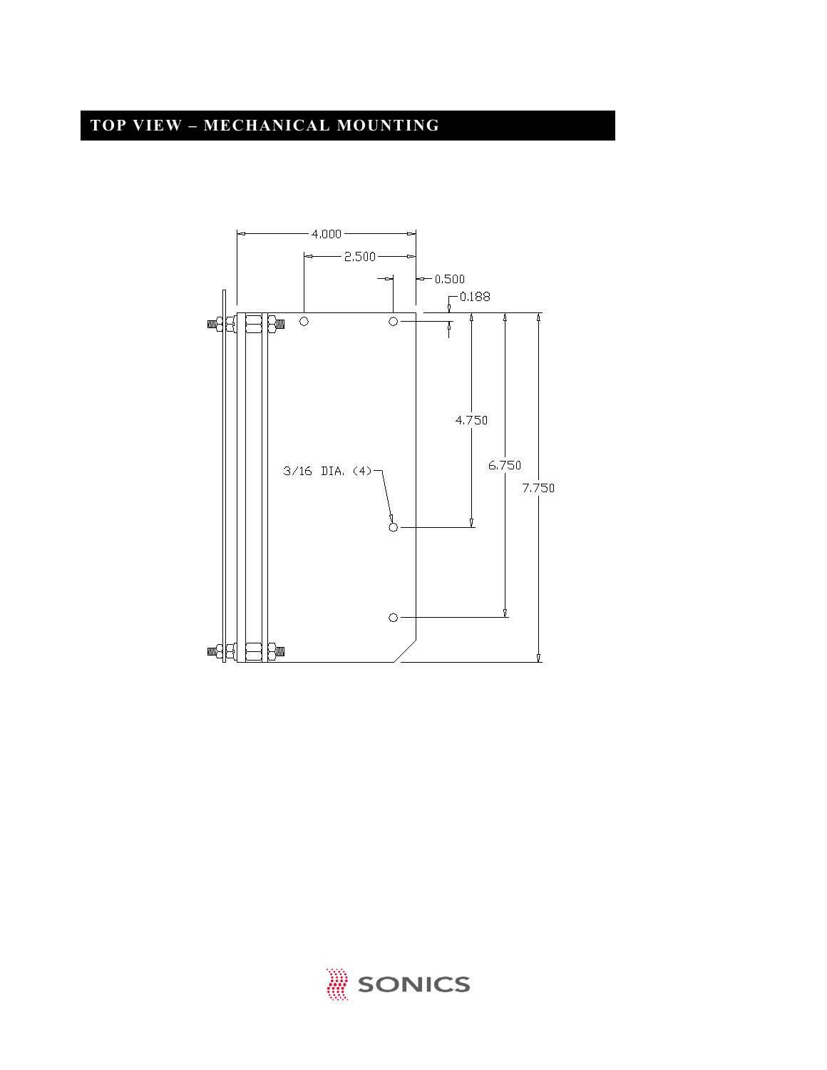# TOP VIEW – MECHANICAL MOUNTING

4.000

2.500

0.500

0.188

4.750

6.750

7.750

3/16 DIA. (4)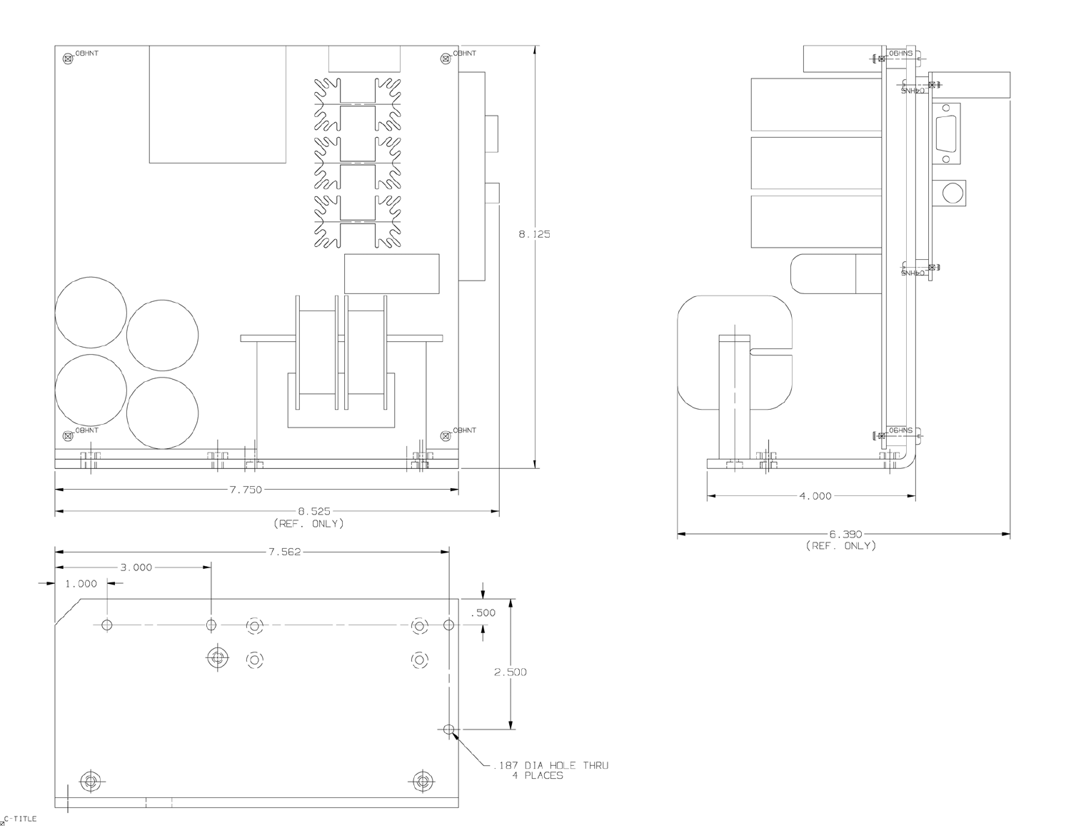08HNT

08HNT

08HNT

08HNT

8.125

7.750

8.525
(REF. ONLY)

06HNS

02HNS

02HNS

06HNS

4.000

6.390
(REF. ONLY)

7.562

3.000

1.000

.500

2.500

.187 DIA HOLE THRU
4 PLACES

C-TITLE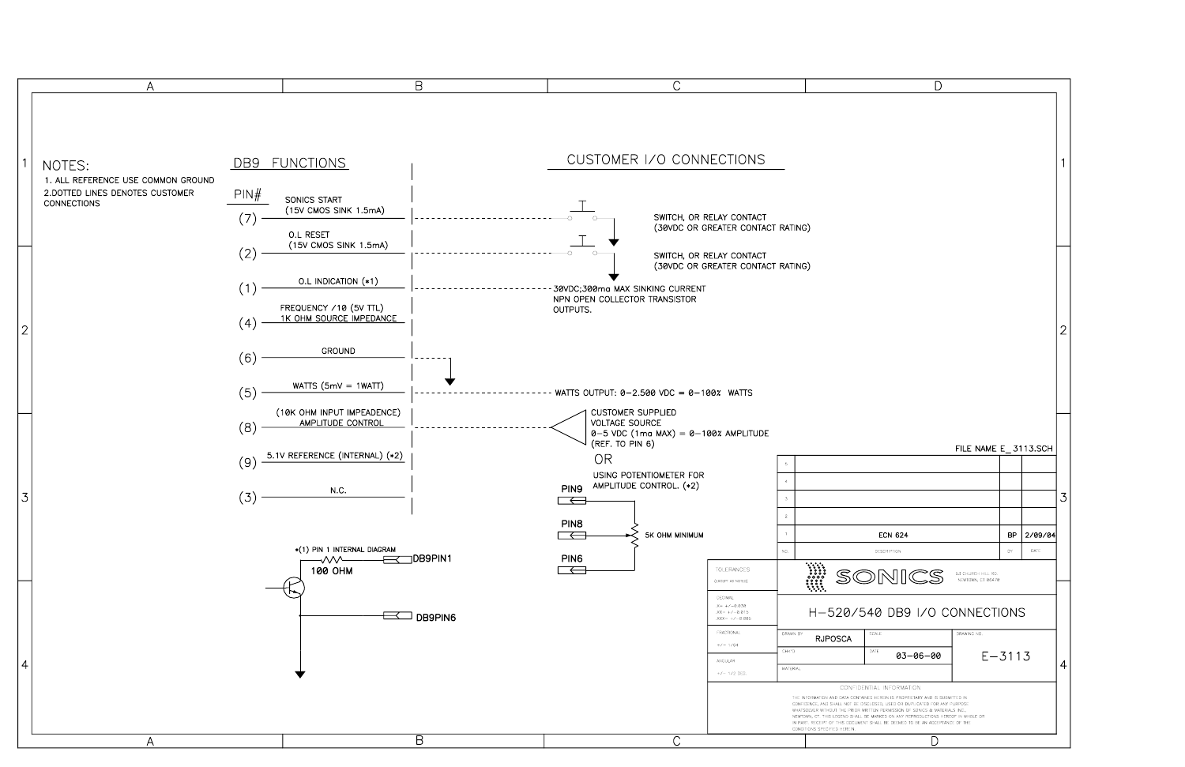## NOTES:

1. ALL REFERENCE USE COMMON GROUND
2. DOTTED LINES DENOTES CUSTOMER CONNECTIONS

## DB9 FUNCTIONS

| PIN# | Function |
|---|---|
| (7) | SONICS START (15V CMOS SINK 1.5mA) |
| (2) | O.L RESET (15V CMOS SINK 1.5mA) |
| (1) | O.L INDICATION (*1) |
| (4) | FREQUENCY /10 (5V TTL) 1K OHM SOURCE IMPEDANCE |
| (6) | GROUND |
| (5) | WATTS (5mV = 1WATT) |
| (8) | (10K OHM INPUT IMPEADENCE) AMPLITUDE CONTROL |
| (9) | 5.1V REFERENCE (INTERNAL) (*2) |
| (3) | N.C. |

## CUSTOMER I/O CONNECTIONS

- Pin 7: SWITCH, OR RELAY CONTACT (30VDC OR GREATER CONTACT RATING)
- Pin 2: SWITCH, OR RELAY CONTACT (30VDC OR GREATER CONTACT RATING)
- Pin 1: 30VDC;300ma MAX SINKING CURRENT NPN OPEN COLLECTOR TRANSISTOR OUTPUTS.
- Pin 5: WATTS OUTPUT: 0–2.500 VDC = 0–100% WATTS
- Pin 8: CUSTOMER SUPPLIED VOLTAGE SOURCE 0–5 VDC (1ma MAX) = 0–100% AMPLITUDE (REF. TO PIN 6)

OR

USING POTENTIOMETER FOR AMPLITUDE CONTROL. (*2)

PIN9, PIN8, PIN6 — 5K OHM MINIMUM

*(1) PIN 1 INTERNAL DIAGRAM

100 OHM — DB9PIN1

DB9PIN6

FILE NAME E_3113.SCH

| NO. | DESCRIPTION | BY | DATE |
|---|---|---|---|
| 5 | | | |
| 4 | | | |
| 3 | | | |
| 2 | | | |
| 1 | ECN 624 | BP | 2/09/04 |

TOLERANCES (EXCEPT AS NOTED)

DECIMAL .X= +/-0.030 .XX= +/-0.015 .XXX= +/-0.005

FRACTIONAL +/- 1/64

ANGULAR +/- 1/2 DEG.

SONICS — 53 CHURCH HILL RD. NEWTOWN, CT 06470

H–520/540 DB9 I/O CONNECTIONS

DRAWN BY: RJPOSCA

DATE: 03-06-00

DRAWING NO.: E–3113

CONFIDENTIAL INFORMATION

THE INFORMATION AND DATA CONTAINED HEREIN IS PROPRIETARY AND IS SUBMITTED IN CONFIDENCE, AND SHALL NOT BE DISCLOSED, USED OR DUPLICATED FOR ANY PURPOSE WHATSOEVER WITHOUT THE PRIOR WRITTEN PERMISSION OF SONICS & MATERIALS INC., NEWTOWN, CT. THIS LEGEND SHALL BE MARKED ON ANY REPRODUCTIONS HEREOF IN WHOLE OR IN PART. RECEIPT OF THIS DOCUMENT SHALL BE DEEMED TO BE AN ACCEPTANCE OF THE CONDITIONS SPECIFIED HEREIN.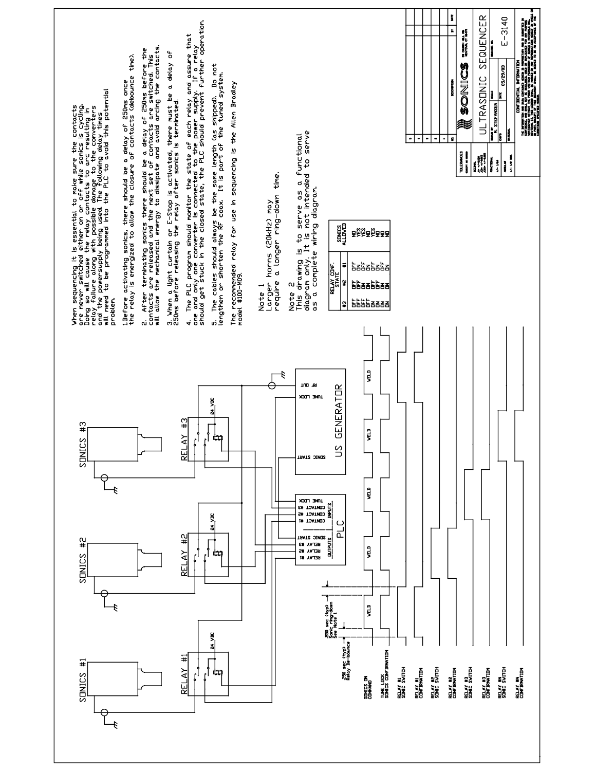When sequencing it is essential to make sure the contacts are never switched either on or off while sonics is cycling. Doing so will cause the relay contacts to arc resulting in relay failure along with possible damage to the converters and the powersupply being used. The following delay times will need to be programmed into the PLC to avoid this potential problem.

1.Before activating sonics, there should be a delay of 250ms once the relay is energized to allow the closure of contacts (debounce time).

2. After terminating sonics there should be a delay of 250ms before the contacts are released and the next set of contacts are switched. This will allow the mechanical energy to dissipate and avoid arcing the contacts.

3. When a light curtain or E-Stop is activated, there must be a delay of 250ms before releasing the relay after sonics is terminated.

4. The PLC program should monitor the state of each relay and assure that one and only one converter is connected to the power supply. If a relay should get stuck in the closed state, the PLC should prevent further operation.

5. The cables should always be the same length (as shipped). Do not lengthen or shorten the RF coax. It is part of the tuned system.

The recommended relay for use in sequencing is the Allen Bradley model #100-M09.

Note 1
Larger horns (20kHz) may require a longer ring-down time.

Note 2
This drawing is to serve as a functional diagram only. It is not intended to serve as a complete wiring diagram.

| RELAY CONF. STATE | | | SONICS ALLOWED |
|---|---|---|---|
| #3 | #2 | #1 | |
| OFF | OFF | OFF | NO |
| OFF | OFF | ON | YES |
| OFF | ON | OFF | YES |
| OFF | ON | ON | NO |
| ON | OFF | OFF | YES |
| ON | OFF | ON | NO |
| ON | ON | OFF | NO |
| ON | ON | ON | NO |

SONICS #1 SONICS #2 SONICS #3

RELAY #1 RELAY #2 RELAY #3 24 VDC

PLC — OUTPUTS: RELAY #1, RELAY #2, RELAY #3, SONIC START; INPUTS: CONTACT #1, CONTACT #2, CONTACT #3, TUNE LOCK

US GENERATOR — SONIC START, TUNE LOCK, RF OUT

250 sec (typ) Relay De-bounce

250 sec (typ) Sonic Ring-down See Note 1

WELD WELD WELD WELD WELD

SONICS ON COMMAND
TUNE LOCK SONICS CONFIRMATION
RELAY #1 SONIC SWITCH
RELAY #1 CONFIRMATION
RELAY #2 SONIC SWITCH
RELAY #2 CONFIRMATION
RELAY #3 SONIC SWITCH
RELAY #3 CONFIRMATION
RELAY #N SONIC SWITCH
RELAY #N CONFIRMATION

SONICS

ULTRASONIC SEQUENCER

DRAWN BY: M. STEFANSEN DATE: 05/29/03

DRAWING NO. E-3140

CONFIDENTIAL INFORMATION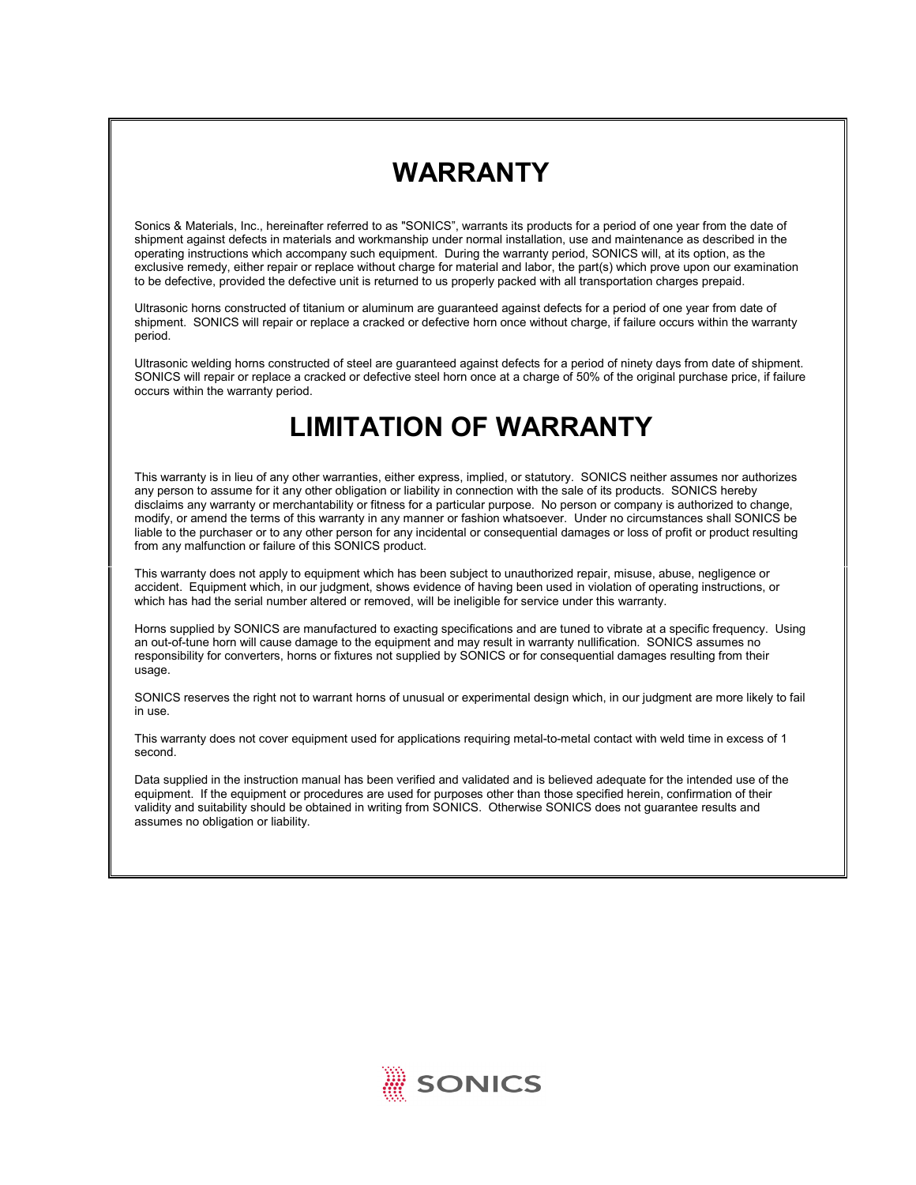# WARRANTY

Sonics & Materials, Inc., hereinafter referred to as "SONICS", warrants its products for a period of one year from the date of shipment against defects in materials and workmanship under normal installation, use and maintenance as described in the operating instructions which accompany such equipment. During the warranty period, SONICS will, at its option, as the exclusive remedy, either repair or replace without charge for material and labor, the part(s) which prove upon our examination to be defective, provided the defective unit is returned to us properly packed with all transportation charges prepaid.

Ultrasonic horns constructed of titanium or aluminum are guaranteed against defects for a period of one year from date of shipment. SONICS will repair or replace a cracked or defective horn once without charge, if failure occurs within the warranty period.

Ultrasonic welding horns constructed of steel are guaranteed against defects for a period of ninety days from date of shipment. SONICS will repair or replace a cracked or defective steel horn once at a charge of 50% of the original purchase price, if failure occurs within the warranty period.

# LIMITATION OF WARRANTY

This warranty is in lieu of any other warranties, either express, implied, or statutory. SONICS neither assumes nor authorizes any person to assume for it any other obligation or liability in connection with the sale of its products. SONICS hereby disclaims any warranty or merchantability or fitness for a particular purpose. No person or company is authorized to change, modify, or amend the terms of this warranty in any manner or fashion whatsoever. Under no circumstances shall SONICS be liable to the purchaser or to any other person for any incidental or consequential damages or loss of profit or product resulting from any malfunction or failure of this SONICS product.

This warranty does not apply to equipment which has been subject to unauthorized repair, misuse, abuse, negligence or accident. Equipment which, in our judgment, shows evidence of having been used in violation of operating instructions, or which has had the serial number altered or removed, will be ineligible for service under this warranty.

Horns supplied by SONICS are manufactured to exacting specifications and are tuned to vibrate at a specific frequency. Using an out-of-tune horn will cause damage to the equipment and may result in warranty nullification. SONICS assumes no responsibility for converters, horns or fixtures not supplied by SONICS or for consequential damages resulting from their usage.

SONICS reserves the right not to warrant horns of unusual or experimental design which, in our judgment are more likely to fail in use.

This warranty does not cover equipment used for applications requiring metal-to-metal contact with weld time in excess of 1 second.

Data supplied in the instruction manual has been verified and validated and is believed adequate for the intended use of the equipment. If the equipment or procedures are used for purposes other than those specified herein, confirmation of their validity and suitability should be obtained in writing from SONICS. Otherwise SONICS does not guarantee results and assumes no obligation or liability.

SONICS